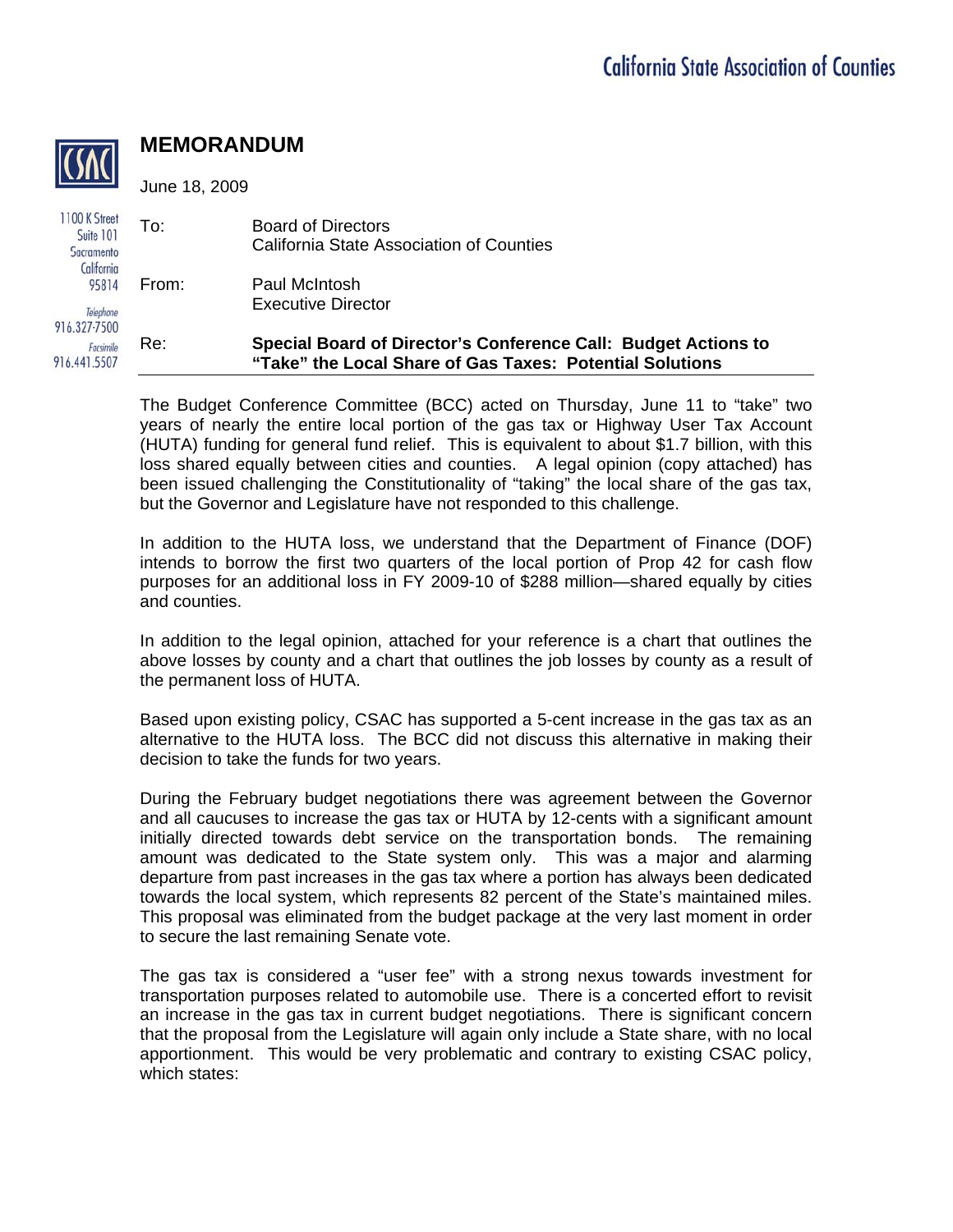California State Association of Counties

# MEMORANDUM

June 18, 2009

1100 K Street
Suite 101
Sacramento
California
95814

*Telephone*
916.327-7500

*Facsimile*
916.441.5507

To: Board of Directors
California State Association of Counties

From: Paul McIntosh
Executive Director

Re: **Special Board of Director's Conference Call: Budget Actions to "Take" the Local Share of Gas Taxes: Potential Solutions**

---

The Budget Conference Committee (BCC) acted on Thursday, June 11 to "take" two years of nearly the entire local portion of the gas tax or Highway User Tax Account (HUTA) funding for general fund relief. This is equivalent to about $1.7 billion, with this loss shared equally between cities and counties. A legal opinion (copy attached) has been issued challenging the Constitutionality of "taking" the local share of the gas tax, but the Governor and Legislature have not responded to this challenge.

In addition to the HUTA loss, we understand that the Department of Finance (DOF) intends to borrow the first two quarters of the local portion of Prop 42 for cash flow purposes for an additional loss in FY 2009-10 of $288 million—shared equally by cities and counties.

In addition to the legal opinion, attached for your reference is a chart that outlines the above losses by county and a chart that outlines the job losses by county as a result of the permanent loss of HUTA.

Based upon existing policy, CSAC has supported a 5-cent increase in the gas tax as an alternative to the HUTA loss. The BCC did not discuss this alternative in making their decision to take the funds for two years.

During the February budget negotiations there was agreement between the Governor and all caucuses to increase the gas tax or HUTA by 12-cents with a significant amount initially directed towards debt service on the transportation bonds. The remaining amount was dedicated to the State system only. This was a major and alarming departure from past increases in the gas tax where a portion has always been dedicated towards the local system, which represents 82 percent of the State's maintained miles. This proposal was eliminated from the budget package at the very last moment in order to secure the last remaining Senate vote.

The gas tax is considered a "user fee" with a strong nexus towards investment for transportation purposes related to automobile use. There is a concerted effort to revisit an increase in the gas tax in current budget negotiations. There is significant concern that the proposal from the Legislature will again only include a State share, with no local apportionment. This would be very problematic and contrary to existing CSAC policy, which states: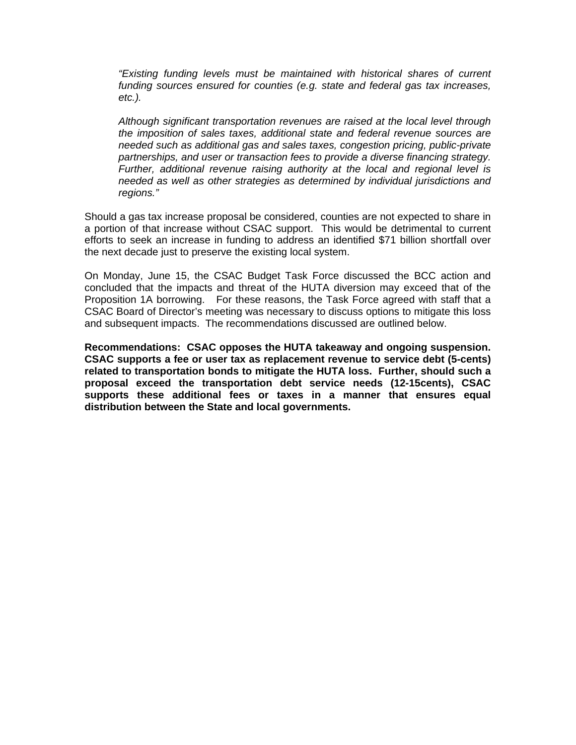> *"Existing funding levels must be maintained with historical shares of current funding sources ensured for counties (e.g. state and federal gas tax increases, etc.).*
>
> *Although significant transportation revenues are raised at the local level through the imposition of sales taxes, additional state and federal revenue sources are needed such as additional gas and sales taxes, congestion pricing, public-private partnerships, and user or transaction fees to provide a diverse financing strategy. Further, additional revenue raising authority at the local and regional level is needed as well as other strategies as determined by individual jurisdictions and regions."*

Should a gas tax increase proposal be considered, counties are not expected to share in a portion of that increase without CSAC support. This would be detrimental to current efforts to seek an increase in funding to address an identified $71 billion shortfall over the next decade just to preserve the existing local system.

On Monday, June 15, the CSAC Budget Task Force discussed the BCC action and concluded that the impacts and threat of the HUTA diversion may exceed that of the Proposition 1A borrowing. For these reasons, the Task Force agreed with staff that a CSAC Board of Director's meeting was necessary to discuss options to mitigate this loss and subsequent impacts. The recommendations discussed are outlined below.

**Recommendations: CSAC opposes the HUTA takeaway and ongoing suspension. CSAC supports a fee or user tax as replacement revenue to service debt (5-cents) related to transportation bonds to mitigate the HUTA loss. Further, should such a proposal exceed the transportation debt service needs (12-15cents), CSAC supports these additional fees or taxes in a manner that ensures equal distribution between the State and local governments.**